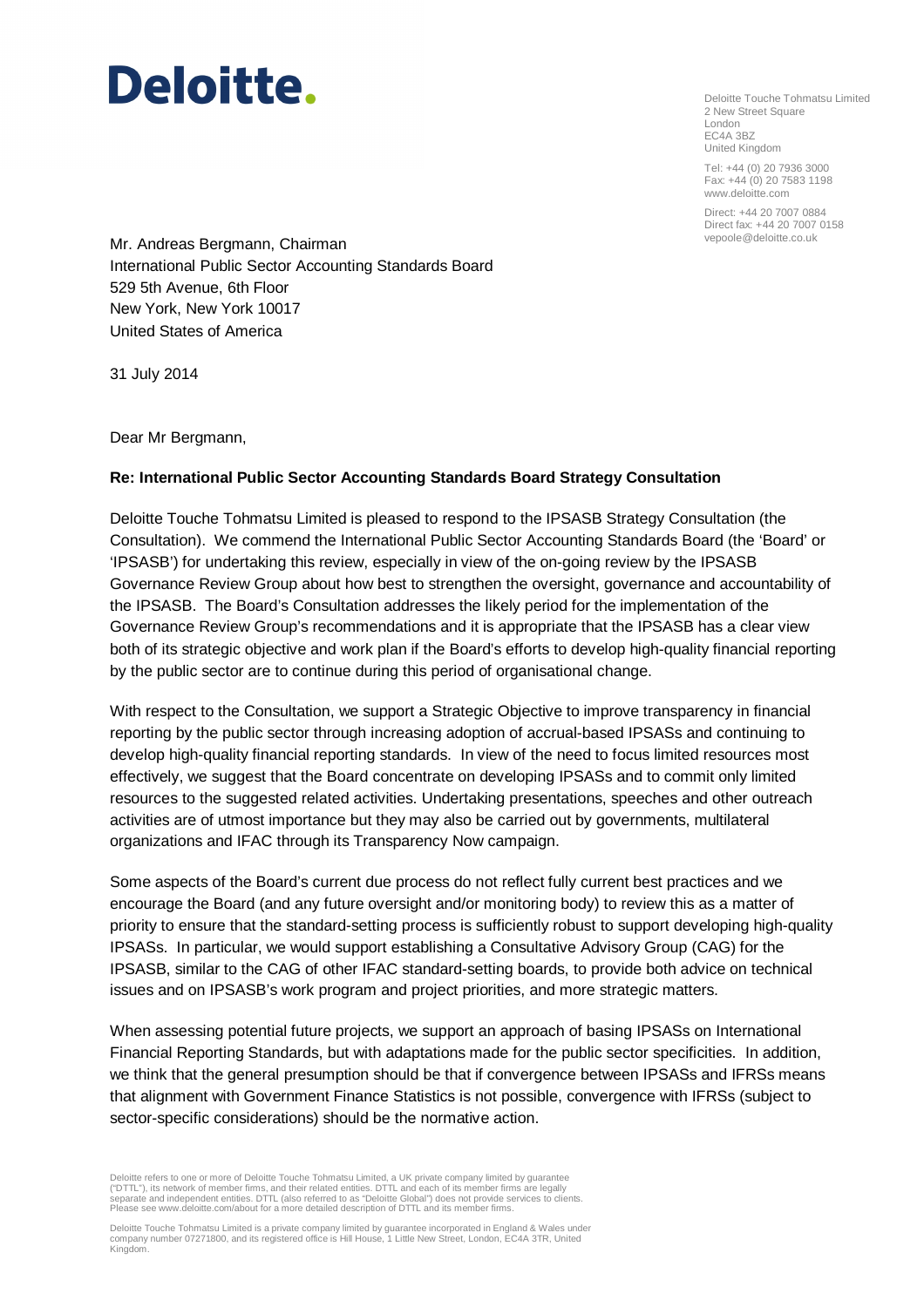# Deloitte.

Deloitte Touche Tohmatsu Limited
2 New Street Square
London
EC4A 3BZ
United Kingdom

Tel: +44 (0) 20 7936 3000
Fax: +44 (0) 20 7583 1198
www.deloitte.com

Direct: +44 20 7007 0884
Direct fax: +44 20 7007 0158
vepoole@deloitte.co.uk

Mr. Andreas Bergmann, Chairman
International Public Sector Accounting Standards Board
529 5th Avenue, 6th Floor
New York, New York 10017
United States of America

31 July 2014

Dear Mr Bergmann,

**Re: International Public Sector Accounting Standards Board Strategy Consultation**

Deloitte Touche Tohmatsu Limited is pleased to respond to the IPSASB Strategy Consultation (the Consultation). We commend the International Public Sector Accounting Standards Board (the 'Board' or 'IPSASB') for undertaking this review, especially in view of the on-going review by the IPSASB Governance Review Group about how best to strengthen the oversight, governance and accountability of the IPSASB. The Board's Consultation addresses the likely period for the implementation of the Governance Review Group's recommendations and it is appropriate that the IPSASB has a clear view both of its strategic objective and work plan if the Board's efforts to develop high-quality financial reporting by the public sector are to continue during this period of organisational change.

With respect to the Consultation, we support a Strategic Objective to improve transparency in financial reporting by the public sector through increasing adoption of accrual-based IPSASs and continuing to develop high-quality financial reporting standards. In view of the need to focus limited resources most effectively, we suggest that the Board concentrate on developing IPSASs and to commit only limited resources to the suggested related activities. Undertaking presentations, speeches and other outreach activities are of utmost importance but they may also be carried out by governments, multilateral organizations and IFAC through its Transparency Now campaign.

Some aspects of the Board's current due process do not reflect fully current best practices and we encourage the Board (and any future oversight and/or monitoring body) to review this as a matter of priority to ensure that the standard-setting process is sufficiently robust to support developing high-quality IPSASs. In particular, we would support establishing a Consultative Advisory Group (CAG) for the IPSASB, similar to the CAG of other IFAC standard-setting boards, to provide both advice on technical issues and on IPSASB's work program and project priorities, and more strategic matters.

When assessing potential future projects, we support an approach of basing IPSASs on International Financial Reporting Standards, but with adaptations made for the public sector specificities. In addition, we think that the general presumption should be that if convergence between IPSASs and IFRSs means that alignment with Government Finance Statistics is not possible, convergence with IFRSs (subject to sector-specific considerations) should be the normative action.

Deloitte refers to one or more of Deloitte Touche Tohmatsu Limited, a UK private company limited by guarantee ("DTTL"), its network of member firms, and their related entities. DTTL and each of its member firms are legally separate and independent entities. DTTL (also referred to as "Deloitte Global") does not provide services to clients. Please see www.deloitte.com/about for a more detailed description of DTTL and its member firms.

Deloitte Touche Tohmatsu Limited is a private company limited by guarantee incorporated in England & Wales under company number 07271800, and its registered office is Hill House, 1 Little New Street, London, EC4A 3TR, United Kingdom.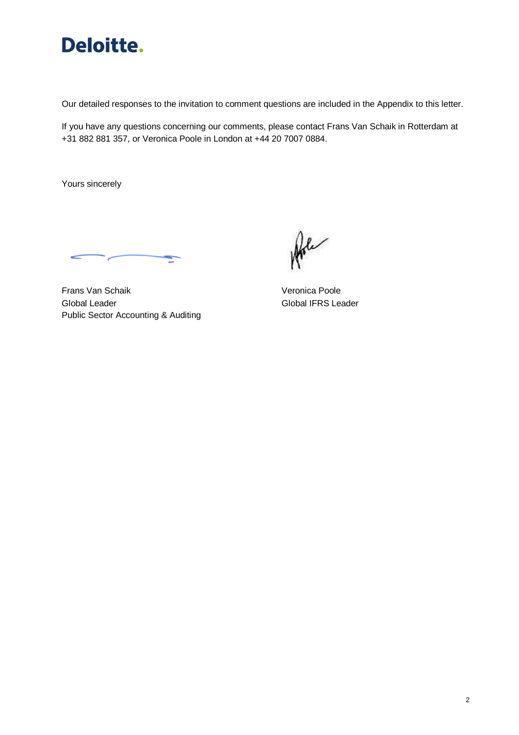Our detailed responses to the invitation to comment questions are included in the Appendix to this letter.

If you have any questions concerning our comments, please contact Frans Van Schaik in Rotterdam at +31 882 881 357, or Veronica Poole in London at +44 20 7007 0884.

Yours sincerely

Frans Van Schaik
Global Leader
Public Sector Accounting & Auditing

Veronica Poole
Global IFRS Leader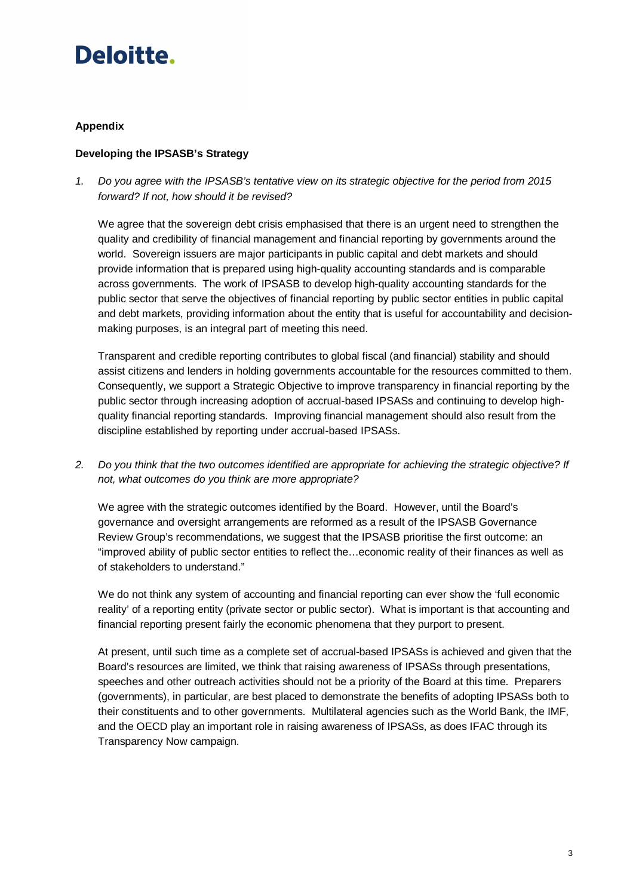**Appendix**

**Developing the IPSASB's Strategy**

1. *Do you agree with the IPSASB's tentative view on its strategic objective for the period from 2015 forward? If not, how should it be revised?*

   We agree that the sovereign debt crisis emphasised that there is an urgent need to strengthen the quality and credibility of financial management and financial reporting by governments around the world. Sovereign issuers are major participants in public capital and debt markets and should provide information that is prepared using high-quality accounting standards and is comparable across governments. The work of IPSASB to develop high-quality accounting standards for the public sector that serve the objectives of financial reporting by public sector entities in public capital and debt markets, providing information about the entity that is useful for accountability and decision-making purposes, is an integral part of meeting this need.

   Transparent and credible reporting contributes to global fiscal (and financial) stability and should assist citizens and lenders in holding governments accountable for the resources committed to them. Consequently, we support a Strategic Objective to improve transparency in financial reporting by the public sector through increasing adoption of accrual-based IPSASs and continuing to develop high-quality financial reporting standards. Improving financial management should also result from the discipline established by reporting under accrual-based IPSASs.

2. *Do you think that the two outcomes identified are appropriate for achieving the strategic objective? If not, what outcomes do you think are more appropriate?*

   We agree with the strategic outcomes identified by the Board. However, until the Board's governance and oversight arrangements are reformed as a result of the IPSASB Governance Review Group's recommendations, we suggest that the IPSASB prioritise the first outcome: an "improved ability of public sector entities to reflect the…economic reality of their finances as well as of stakeholders to understand."

   We do not think any system of accounting and financial reporting can ever show the 'full economic reality' of a reporting entity (private sector or public sector). What is important is that accounting and financial reporting present fairly the economic phenomena that they purport to present.

   At present, until such time as a complete set of accrual-based IPSASs is achieved and given that the Board's resources are limited, we think that raising awareness of IPSASs through presentations, speeches and other outreach activities should not be a priority of the Board at this time. Preparers (governments), in particular, are best placed to demonstrate the benefits of adopting IPSASs both to their constituents and to other governments. Multilateral agencies such as the World Bank, the IMF, and the OECD play an important role in raising awareness of IPSASs, as does IFAC through its Transparency Now campaign.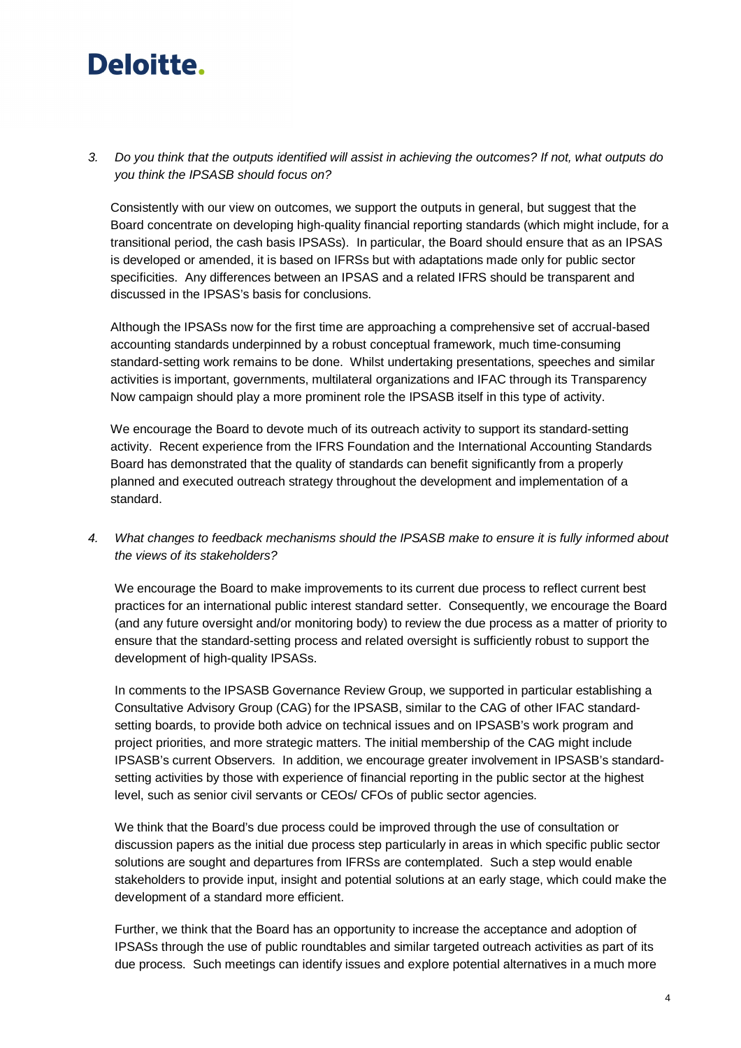3. *Do you think that the outputs identified will assist in achieving the outcomes? If not, what outputs do you think the IPSASB should focus on?*

   Consistently with our view on outcomes, we support the outputs in general, but suggest that the Board concentrate on developing high-quality financial reporting standards (which might include, for a transitional period, the cash basis IPSASs). In particular, the Board should ensure that as an IPSAS is developed or amended, it is based on IFRSs but with adaptations made only for public sector specificities. Any differences between an IPSAS and a related IFRS should be transparent and discussed in the IPSAS's basis for conclusions.

   Although the IPSASs now for the first time are approaching a comprehensive set of accrual-based accounting standards underpinned by a robust conceptual framework, much time-consuming standard-setting work remains to be done. Whilst undertaking presentations, speeches and similar activities is important, governments, multilateral organizations and IFAC through its Transparency Now campaign should play a more prominent role the IPSASB itself in this type of activity.

   We encourage the Board to devote much of its outreach activity to support its standard-setting activity. Recent experience from the IFRS Foundation and the International Accounting Standards Board has demonstrated that the quality of standards can benefit significantly from a properly planned and executed outreach strategy throughout the development and implementation of a standard.

4. *What changes to feedback mechanisms should the IPSASB make to ensure it is fully informed about the views of its stakeholders?*

   We encourage the Board to make improvements to its current due process to reflect current best practices for an international public interest standard setter. Consequently, we encourage the Board (and any future oversight and/or monitoring body) to review the due process as a matter of priority to ensure that the standard-setting process and related oversight is sufficiently robust to support the development of high-quality IPSASs.

   In comments to the IPSASB Governance Review Group, we supported in particular establishing a Consultative Advisory Group (CAG) for the IPSASB, similar to the CAG of other IFAC standard-setting boards, to provide both advice on technical issues and on IPSASB's work program and project priorities, and more strategic matters. The initial membership of the CAG might include IPSASB's current Observers. In addition, we encourage greater involvement in IPSASB's standard-setting activities by those with experience of financial reporting in the public sector at the highest level, such as senior civil servants or CEOs/ CFOs of public sector agencies.

   We think that the Board's due process could be improved through the use of consultation or discussion papers as the initial due process step particularly in areas in which specific public sector solutions are sought and departures from IFRSs are contemplated. Such a step would enable stakeholders to provide input, insight and potential solutions at an early stage, which could make the development of a standard more efficient.

   Further, we think that the Board has an opportunity to increase the acceptance and adoption of IPSASs through the use of public roundtables and similar targeted outreach activities as part of its due process. Such meetings can identify issues and explore potential alternatives in a much more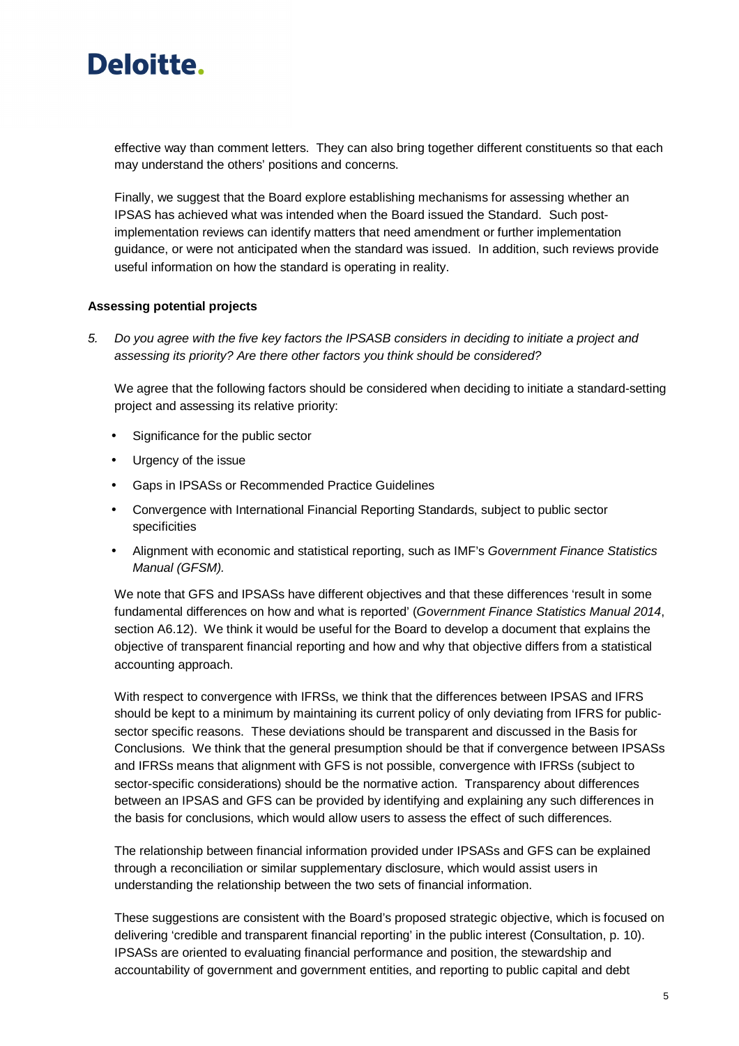effective way than comment letters. They can also bring together different constituents so that each may understand the others' positions and concerns.

Finally, we suggest that the Board explore establishing mechanisms for assessing whether an IPSAS has achieved what was intended when the Board issued the Standard. Such post-implementation reviews can identify matters that need amendment or further implementation guidance, or were not anticipated when the standard was issued. In addition, such reviews provide useful information on how the standard is operating in reality.

**Assessing potential projects**

5. *Do you agree with the five key factors the IPSASB considers in deciding to initiate a project and assessing its priority? Are there other factors you think should be considered?*

We agree that the following factors should be considered when deciding to initiate a standard-setting project and assessing its relative priority:

- Significance for the public sector
- Urgency of the issue
- Gaps in IPSASs or Recommended Practice Guidelines
- Convergence with International Financial Reporting Standards, subject to public sector specificities
- Alignment with economic and statistical reporting, such as IMF's *Government Finance Statistics Manual (GFSM).*

We note that GFS and IPSASs have different objectives and that these differences 'result in some fundamental differences on how and what is reported' (*Government Finance Statistics Manual 2014*, section A6.12). We think it would be useful for the Board to develop a document that explains the objective of transparent financial reporting and how and why that objective differs from a statistical accounting approach.

With respect to convergence with IFRSs, we think that the differences between IPSAS and IFRS should be kept to a minimum by maintaining its current policy of only deviating from IFRS for public-sector specific reasons. These deviations should be transparent and discussed in the Basis for Conclusions. We think that the general presumption should be that if convergence between IPSASs and IFRSs means that alignment with GFS is not possible, convergence with IFRSs (subject to sector-specific considerations) should be the normative action. Transparency about differences between an IPSAS and GFS can be provided by identifying and explaining any such differences in the basis for conclusions, which would allow users to assess the effect of such differences.

The relationship between financial information provided under IPSASs and GFS can be explained through a reconciliation or similar supplementary disclosure, which would assist users in understanding the relationship between the two sets of financial information.

These suggestions are consistent with the Board's proposed strategic objective, which is focused on delivering 'credible and transparent financial reporting' in the public interest (Consultation, p. 10). IPSASs are oriented to evaluating financial performance and position, the stewardship and accountability of government and government entities, and reporting to public capital and debt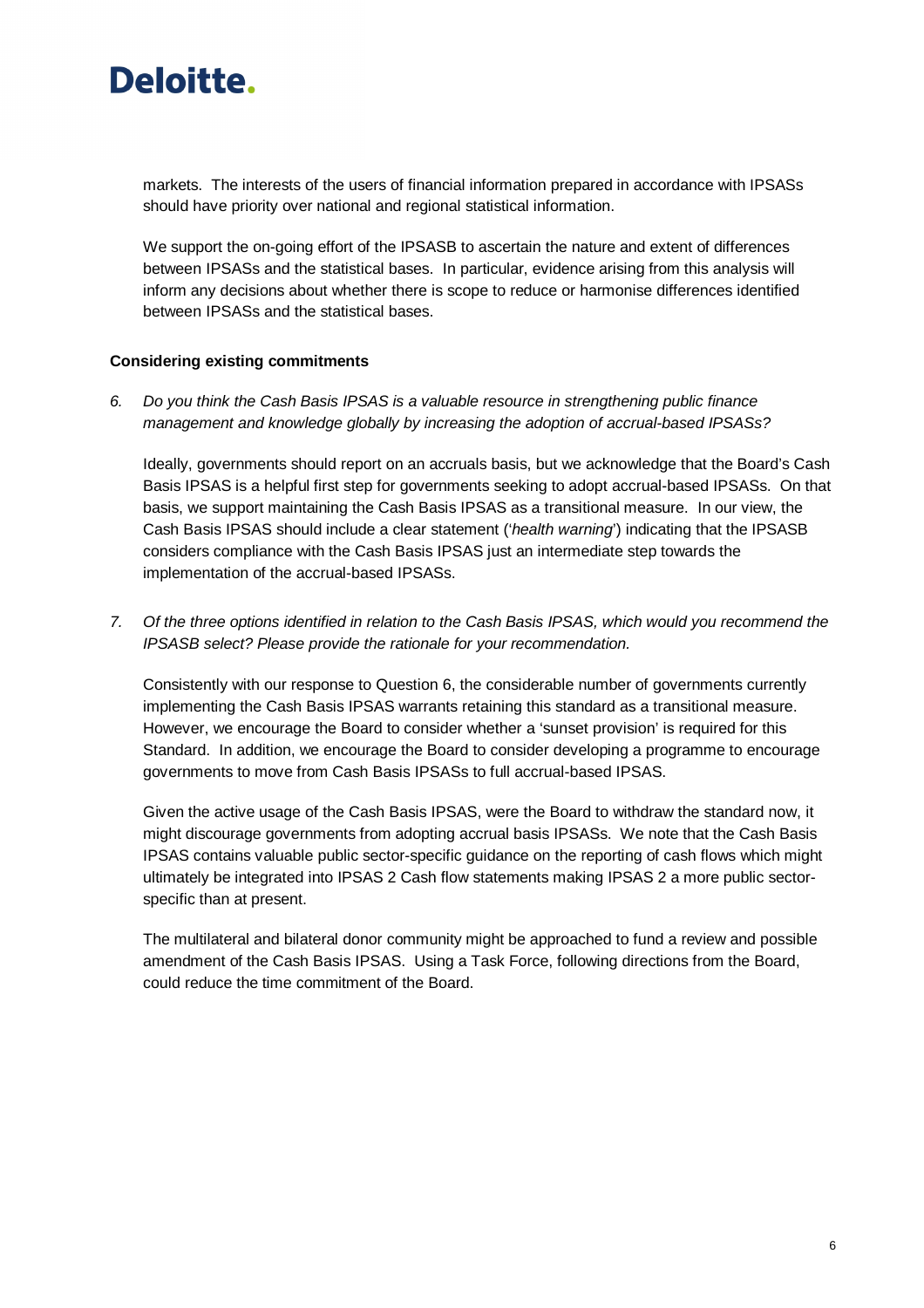markets. The interests of the users of financial information prepared in accordance with IPSASs should have priority over national and regional statistical information.

We support the on-going effort of the IPSASB to ascertain the nature and extent of differences between IPSASs and the statistical bases. In particular, evidence arising from this analysis will inform any decisions about whether there is scope to reduce or harmonise differences identified between IPSASs and the statistical bases.

**Considering existing commitments**

6. *Do you think the Cash Basis IPSAS is a valuable resource in strengthening public finance management and knowledge globally by increasing the adoption of accrual-based IPSASs?*

   Ideally, governments should report on an accruals basis, but we acknowledge that the Board's Cash Basis IPSAS is a helpful first step for governments seeking to adopt accrual-based IPSASs. On that basis, we support maintaining the Cash Basis IPSAS as a transitional measure. In our view, the Cash Basis IPSAS should include a clear statement ('*health warning*') indicating that the IPSASB considers compliance with the Cash Basis IPSAS just an intermediate step towards the implementation of the accrual-based IPSASs.

7. *Of the three options identified in relation to the Cash Basis IPSAS, which would you recommend the IPSASB select? Please provide the rationale for your recommendation.*

   Consistently with our response to Question 6, the considerable number of governments currently implementing the Cash Basis IPSAS warrants retaining this standard as a transitional measure. However, we encourage the Board to consider whether a 'sunset provision' is required for this Standard. In addition, we encourage the Board to consider developing a programme to encourage governments to move from Cash Basis IPSASs to full accrual-based IPSAS.

   Given the active usage of the Cash Basis IPSAS, were the Board to withdraw the standard now, it might discourage governments from adopting accrual basis IPSASs. We note that the Cash Basis IPSAS contains valuable public sector-specific guidance on the reporting of cash flows which might ultimately be integrated into IPSAS 2 Cash flow statements making IPSAS 2 a more public sector-specific than at present.

   The multilateral and bilateral donor community might be approached to fund a review and possible amendment of the Cash Basis IPSAS. Using a Task Force, following directions from the Board, could reduce the time commitment of the Board.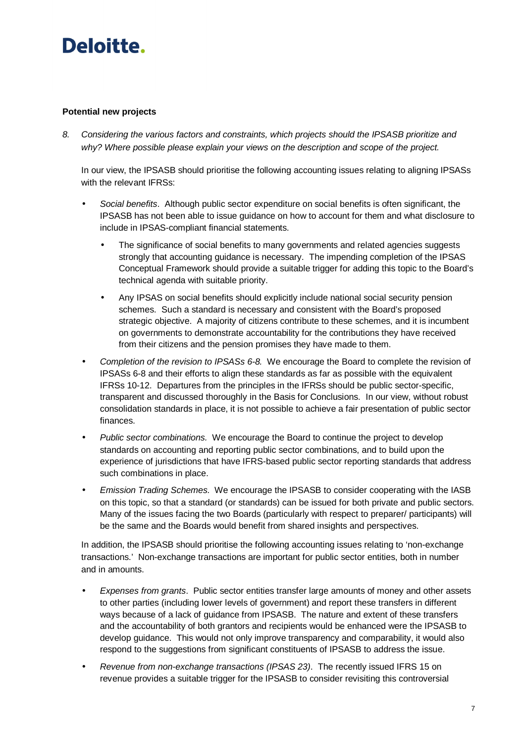**Potential new projects**

8. *Considering the various factors and constraints, which projects should the IPSASB prioritize and why? Where possible please explain your views on the description and scope of the project.*

   In our view, the IPSASB should prioritise the following accounting issues relating to aligning IPSASs with the relevant IFRSs:

   - *Social benefits*. Although public sector expenditure on social benefits is often significant, the IPSASB has not been able to issue guidance on how to account for them and what disclosure to include in IPSAS-compliant financial statements.
     - The significance of social benefits to many governments and related agencies suggests strongly that accounting guidance is necessary. The impending completion of the IPSAS Conceptual Framework should provide a suitable trigger for adding this topic to the Board's technical agenda with suitable priority.
     - Any IPSAS on social benefits should explicitly include national social security pension schemes. Such a standard is necessary and consistent with the Board's proposed strategic objective. A majority of citizens contribute to these schemes, and it is incumbent on governments to demonstrate accountability for the contributions they have received from their citizens and the pension promises they have made to them.
   - *Completion of the revision to IPSASs 6-8.* We encourage the Board to complete the revision of IPSASs 6-8 and their efforts to align these standards as far as possible with the equivalent IFRSs 10-12. Departures from the principles in the IFRSs should be public sector-specific, transparent and discussed thoroughly in the Basis for Conclusions. In our view, without robust consolidation standards in place, it is not possible to achieve a fair presentation of public sector finances.
   - *Public sector combinations.* We encourage the Board to continue the project to develop standards on accounting and reporting public sector combinations, and to build upon the experience of jurisdictions that have IFRS-based public sector reporting standards that address such combinations in place.
   - *Emission Trading Schemes.* We encourage the IPSASB to consider cooperating with the IASB on this topic, so that a standard (or standards) can be issued for both private and public sectors. Many of the issues facing the two Boards (particularly with respect to preparer/ participants) will be the same and the Boards would benefit from shared insights and perspectives.

   In addition, the IPSASB should prioritise the following accounting issues relating to 'non-exchange transactions.' Non-exchange transactions are important for public sector entities, both in number and in amounts.

   - *Expenses from grants*. Public sector entities transfer large amounts of money and other assets to other parties (including lower levels of government) and report these transfers in different ways because of a lack of guidance from IPSASB. The nature and extent of these transfers and the accountability of both grantors and recipients would be enhanced were the IPSASB to develop guidance. This would not only improve transparency and comparability, it would also respond to the suggestions from significant constituents of IPSASB to address the issue.
   - *Revenue from non-exchange transactions (IPSAS 23)*. The recently issued IFRS 15 on revenue provides a suitable trigger for the IPSASB to consider revisiting this controversial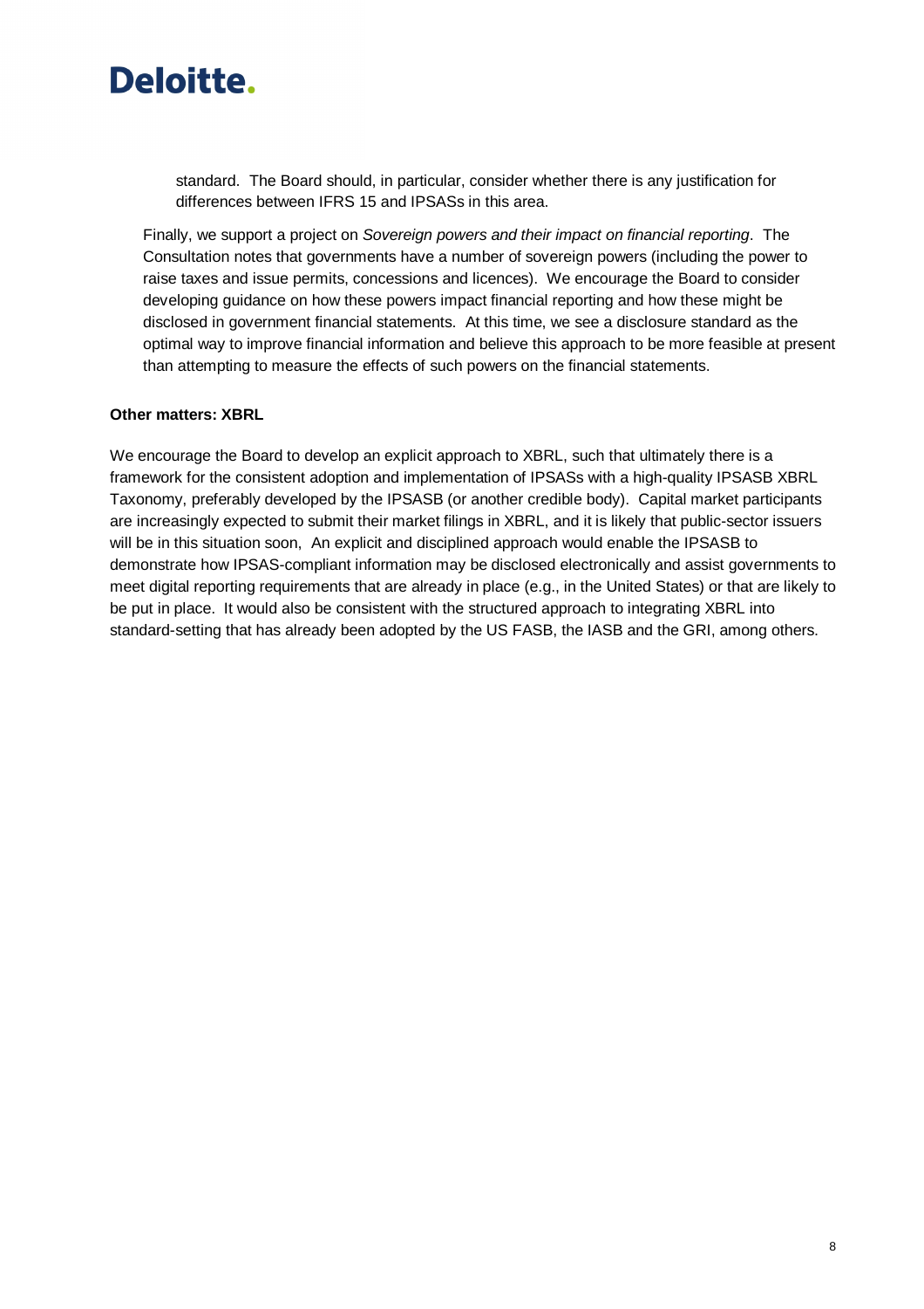standard. The Board should, in particular, consider whether there is any justification for differences between IFRS 15 and IPSASs in this area.

Finally, we support a project on *Sovereign powers and their impact on financial reporting*. The Consultation notes that governments have a number of sovereign powers (including the power to raise taxes and issue permits, concessions and licences). We encourage the Board to consider developing guidance on how these powers impact financial reporting and how these might be disclosed in government financial statements. At this time, we see a disclosure standard as the optimal way to improve financial information and believe this approach to be more feasible at present than attempting to measure the effects of such powers on the financial statements.

**Other matters: XBRL**

We encourage the Board to develop an explicit approach to XBRL, such that ultimately there is a framework for the consistent adoption and implementation of IPSASs with a high-quality IPSASB XBRL Taxonomy, preferably developed by the IPSASB (or another credible body). Capital market participants are increasingly expected to submit their market filings in XBRL, and it is likely that public-sector issuers will be in this situation soon, An explicit and disciplined approach would enable the IPSASB to demonstrate how IPSAS-compliant information may be disclosed electronically and assist governments to meet digital reporting requirements that are already in place (e.g., in the United States) or that are likely to be put in place. It would also be consistent with the structured approach to integrating XBRL into standard-setting that has already been adopted by the US FASB, the IASB and the GRI, among others.